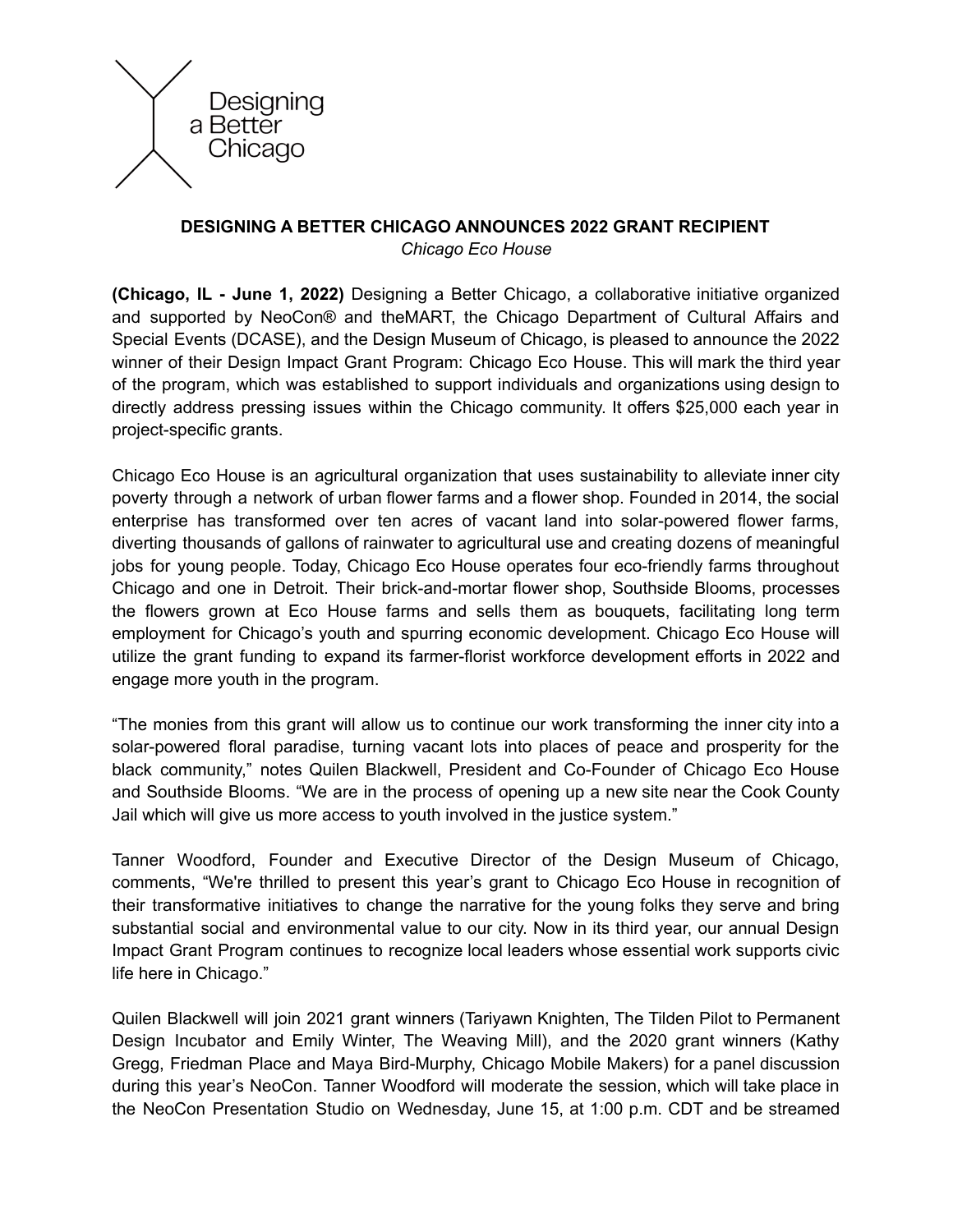Designing a Better Chicago

**DESIGNING A BETTER CHICAGO ANNOUNCES 2022 GRANT RECIPIENT**

*Chicago Eco House*

**(Chicago, IL - June 1, 2022)** Designing a Better Chicago, a collaborative initiative organized and supported by NeoCon® and theMART, the Chicago Department of Cultural Affairs and Special Events (DCASE), and the Design Museum of Chicago, is pleased to announce the 2022 winner of their Design Impact Grant Program: Chicago Eco House. This will mark the third year of the program, which was established to support individuals and organizations using design to directly address pressing issues within the Chicago community. It offers $25,000 each year in project-specific grants.

Chicago Eco House is an agricultural organization that uses sustainability to alleviate inner city poverty through a network of urban flower farms and a flower shop. Founded in 2014, the social enterprise has transformed over ten acres of vacant land into solar-powered flower farms, diverting thousands of gallons of rainwater to agricultural use and creating dozens of meaningful jobs for young people. Today, Chicago Eco House operates four eco-friendly farms throughout Chicago and one in Detroit. Their brick-and-mortar flower shop, Southside Blooms, processes the flowers grown at Eco House farms and sells them as bouquets, facilitating long term employment for Chicago's youth and spurring economic development. Chicago Eco House will utilize the grant funding to expand its farmer-florist workforce development efforts in 2022 and engage more youth in the program.

"The monies from this grant will allow us to continue our work transforming the inner city into a solar-powered floral paradise, turning vacant lots into places of peace and prosperity for the black community," notes Quilen Blackwell, President and Co-Founder of Chicago Eco House and Southside Blooms. "We are in the process of opening up a new site near the Cook County Jail which will give us more access to youth involved in the justice system."

Tanner Woodford, Founder and Executive Director of the Design Museum of Chicago, comments, "We're thrilled to present this year's grant to Chicago Eco House in recognition of their transformative initiatives to change the narrative for the young folks they serve and bring substantial social and environmental value to our city. Now in its third year, our annual Design Impact Grant Program continues to recognize local leaders whose essential work supports civic life here in Chicago."

Quilen Blackwell will join 2021 grant winners (Tariyawn Knighten, The Tilden Pilot to Permanent Design Incubator and Emily Winter, The Weaving Mill), and the 2020 grant winners (Kathy Gregg, Friedman Place and Maya Bird-Murphy, Chicago Mobile Makers) for a panel discussion during this year's NeoCon. Tanner Woodford will moderate the session, which will take place in the NeoCon Presentation Studio on Wednesday, June 15, at 1:00 p.m. CDT and be streamed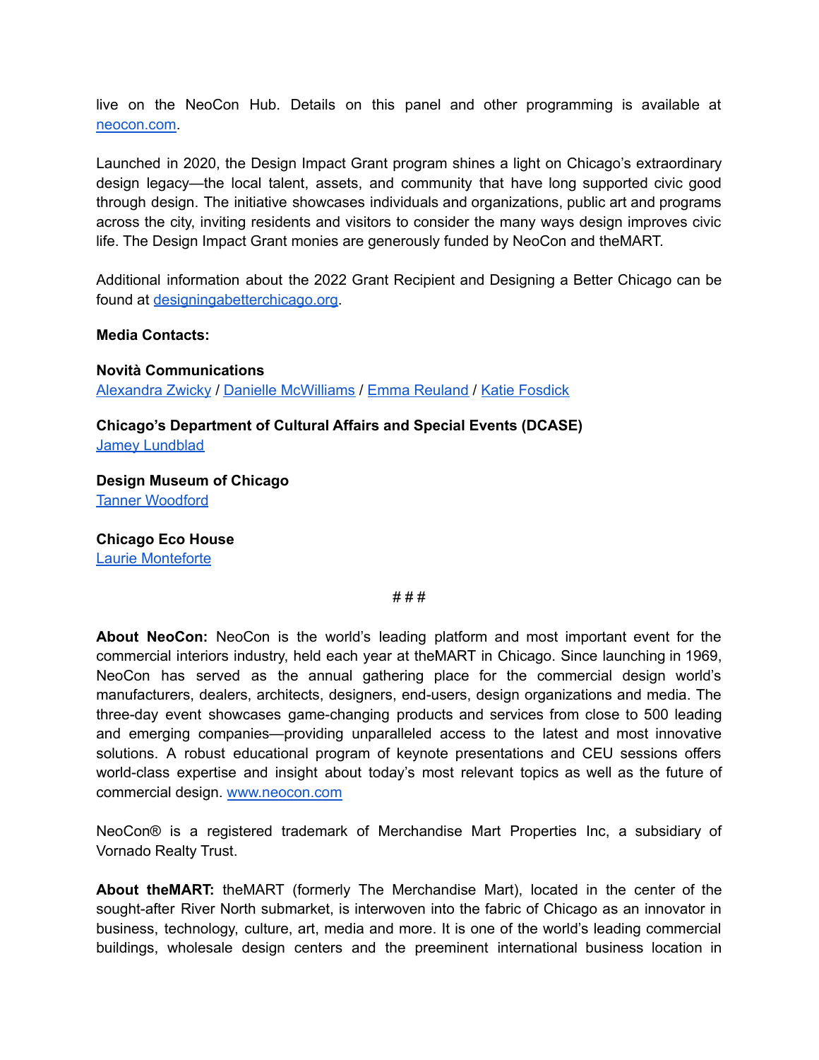live on the NeoCon Hub. Details on this panel and other programming is available at [neocon.com](neocon.com).

Launched in 2020, the Design Impact Grant program shines a light on Chicago's extraordinary design legacy—the local talent, assets, and community that have long supported civic good through design. The initiative showcases individuals and organizations, public art and programs across the city, inviting residents and visitors to consider the many ways design improves civic life. The Design Impact Grant monies are generously funded by NeoCon and theMART.

Additional information about the 2022 Grant Recipient and Designing a Better Chicago can be found at [designingabetterchicago.org](designingabetterchicago.org).

**Media Contacts:**

**Novità Communications**
Alexandra Zwicky / Danielle McWilliams / Emma Reuland / Katie Fosdick

**Chicago's Department of Cultural Affairs and Special Events (DCASE)**
Jamey Lundblad

**Design Museum of Chicago**
Tanner Woodford

**Chicago Eco House**
Laurie Monteforte

# # #

**About NeoCon:** NeoCon is the world's leading platform and most important event for the commercial interiors industry, held each year at theMART in Chicago. Since launching in 1969, NeoCon has served as the annual gathering place for the commercial design world's manufacturers, dealers, architects, designers, end-users, design organizations and media. The three-day event showcases game-changing products and services from close to 500 leading and emerging companies—providing unparalleled access to the latest and most innovative solutions. A robust educational program of keynote presentations and CEU sessions offers world-class expertise and insight about today's most relevant topics as well as the future of commercial design. [www.neocon.com](www.neocon.com)

NeoCon® is a registered trademark of Merchandise Mart Properties Inc, a subsidiary of Vornado Realty Trust.

**About theMART:** theMART (formerly The Merchandise Mart), located in the center of the sought-after River North submarket, is interwoven into the fabric of Chicago as an innovator in business, technology, culture, art, media and more. It is one of the world's leading commercial buildings, wholesale design centers and the preeminent international business location in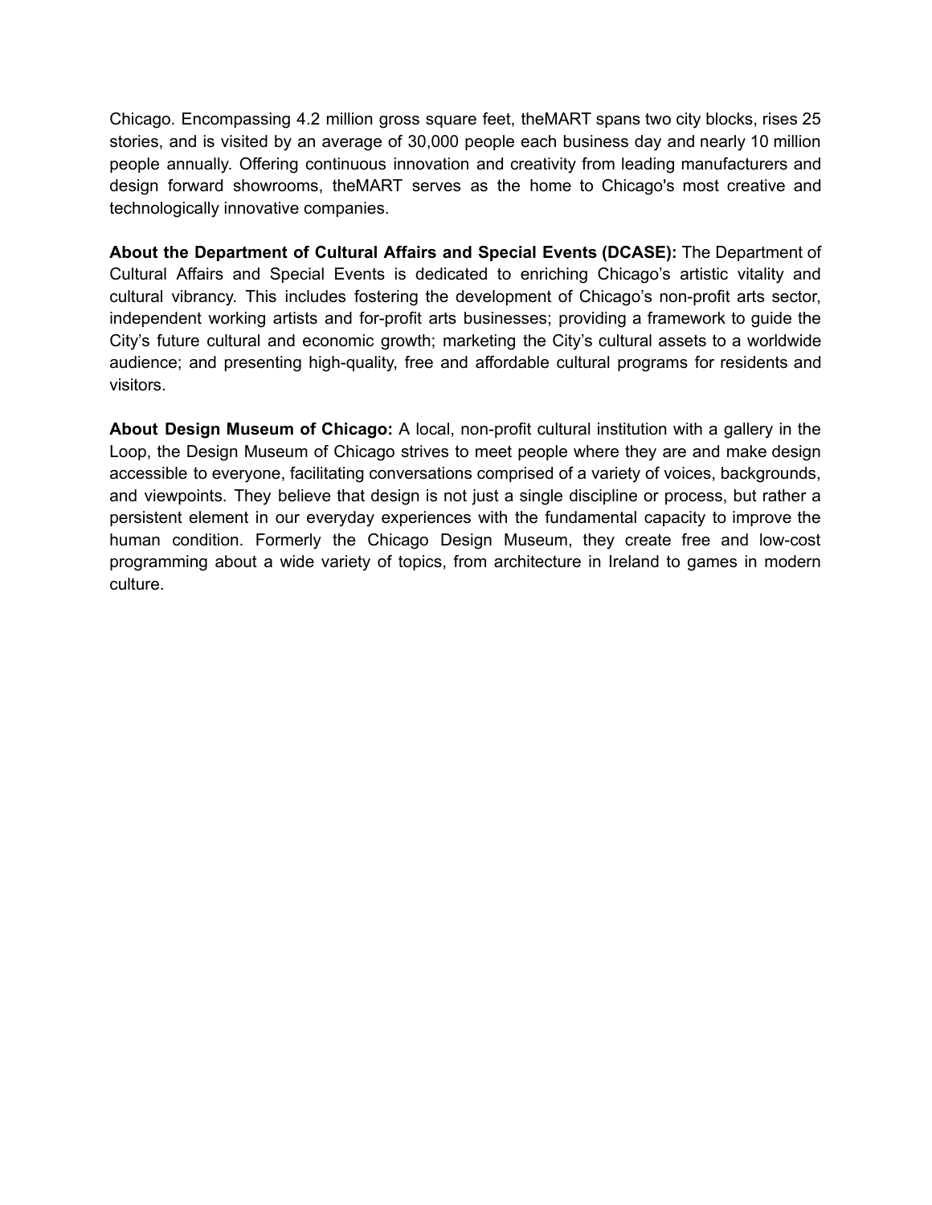Chicago. Encompassing 4.2 million gross square feet, theMART spans two city blocks, rises 25 stories, and is visited by an average of 30,000 people each business day and nearly 10 million people annually. Offering continuous innovation and creativity from leading manufacturers and design forward showrooms, theMART serves as the home to Chicago's most creative and technologically innovative companies.

**About the Department of Cultural Affairs and Special Events (DCASE):** The Department of Cultural Affairs and Special Events is dedicated to enriching Chicago's artistic vitality and cultural vibrancy. This includes fostering the development of Chicago's non-profit arts sector, independent working artists and for-profit arts businesses; providing a framework to guide the City's future cultural and economic growth; marketing the City's cultural assets to a worldwide audience; and presenting high-quality, free and affordable cultural programs for residents and visitors.

**About Design Museum of Chicago:** A local, non-profit cultural institution with a gallery in the Loop, the Design Museum of Chicago strives to meet people where they are and make design accessible to everyone, facilitating conversations comprised of a variety of voices, backgrounds, and viewpoints. They believe that design is not just a single discipline or process, but rather a persistent element in our everyday experiences with the fundamental capacity to improve the human condition. Formerly the Chicago Design Museum, they create free and low-cost programming about a wide variety of topics, from architecture in Ireland to games in modern culture.